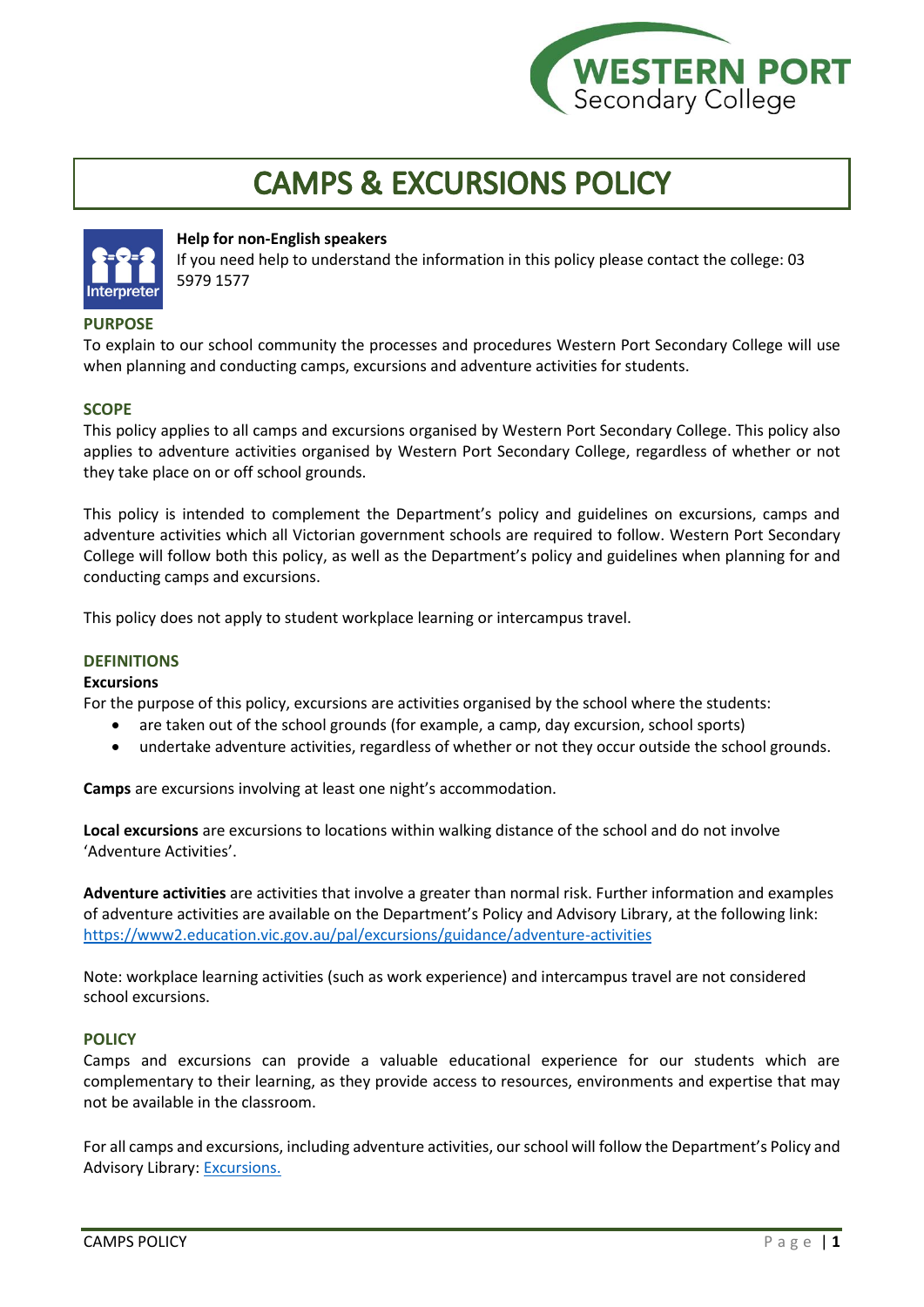# CAMPS & EXCURSIONS POLICY

**Help for non-English speakers**
If you need help to understand the information in this policy please contact the college: 03 5979 1577

## PURPOSE

To explain to our school community the processes and procedures Western Port Secondary College will use when planning and conducting camps, excursions and adventure activities for students.

## SCOPE

This policy applies to all camps and excursions organised by Western Port Secondary College. This policy also applies to adventure activities organised by Western Port Secondary College, regardless of whether or not they take place on or off school grounds.

This policy is intended to complement the Department's policy and guidelines on excursions, camps and adventure activities which all Victorian government schools are required to follow. Western Port Secondary College will follow both this policy, as well as the Department's policy and guidelines when planning for and conducting camps and excursions.

This policy does not apply to student workplace learning or intercampus travel.

## DEFINITIONS

**Excursions**
For the purpose of this policy, excursions are activities organised by the school where the students:

- are taken out of the school grounds (for example, a camp, day excursion, school sports)
- undertake adventure activities, regardless of whether or not they occur outside the school grounds.

**Camps** are excursions involving at least one night's accommodation.

**Local excursions** are excursions to locations within walking distance of the school and do not involve 'Adventure Activities'.

**Adventure activities** are activities that involve a greater than normal risk. Further information and examples of adventure activities are available on the Department's Policy and Advisory Library, at the following link: [https://www2.education.vic.gov.au/pal/excursions/guidance/adventure-activities](https://www2.education.vic.gov.au/pal/excursions/guidance/adventure-activities)

Note: workplace learning activities (such as work experience) and intercampus travel are not considered school excursions.

## POLICY

Camps and excursions can provide a valuable educational experience for our students which are complementary to their learning, as they provide access to resources, environments and expertise that may not be available in the classroom.

For all camps and excursions, including adventure activities, our school will follow the Department's Policy and Advisory Library: [Excursions.](#)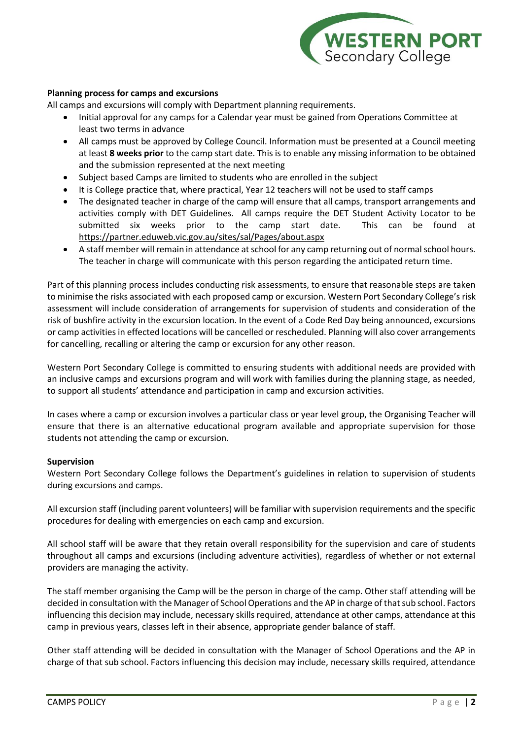**Planning process for camps and excursions**

All camps and excursions will comply with Department planning requirements.

- Initial approval for any camps for a Calendar year must be gained from Operations Committee at least two terms in advance
- All camps must be approved by College Council. Information must be presented at a Council meeting at least **8 weeks prior** to the camp start date. This is to enable any missing information to be obtained and the submission represented at the next meeting
- Subject based Camps are limited to students who are enrolled in the subject
- It is College practice that, where practical, Year 12 teachers will not be used to staff camps
- The designated teacher in charge of the camp will ensure that all camps, transport arrangements and activities comply with DET Guidelines. All camps require the DET Student Activity Locator to be submitted six weeks prior to the camp start date. This can be found at https://partner.eduweb.vic.gov.au/sites/sal/Pages/about.aspx
- A staff member will remain in attendance at school for any camp returning out of normal school hours. The teacher in charge will communicate with this person regarding the anticipated return time.

Part of this planning process includes conducting risk assessments, to ensure that reasonable steps are taken to minimise the risks associated with each proposed camp or excursion. Western Port Secondary College's risk assessment will include consideration of arrangements for supervision of students and consideration of the risk of bushfire activity in the excursion location. In the event of a Code Red Day being announced, excursions or camp activities in effected locations will be cancelled or rescheduled. Planning will also cover arrangements for cancelling, recalling or altering the camp or excursion for any other reason.

Western Port Secondary College is committed to ensuring students with additional needs are provided with an inclusive camps and excursions program and will work with families during the planning stage, as needed, to support all students' attendance and participation in camp and excursion activities.

In cases where a camp or excursion involves a particular class or year level group, the Organising Teacher will ensure that there is an alternative educational program available and appropriate supervision for those students not attending the camp or excursion.

**Supervision**

Western Port Secondary College follows the Department's guidelines in relation to supervision of students during excursions and camps.

All excursion staff (including parent volunteers) will be familiar with supervision requirements and the specific procedures for dealing with emergencies on each camp and excursion.

All school staff will be aware that they retain overall responsibility for the supervision and care of students throughout all camps and excursions (including adventure activities), regardless of whether or not external providers are managing the activity.

The staff member organising the Camp will be the person in charge of the camp. Other staff attending will be decided in consultation with the Manager of School Operations and the AP in charge of that sub school. Factors influencing this decision may include, necessary skills required, attendance at other camps, attendance at this camp in previous years, classes left in their absence, appropriate gender balance of staff.

Other staff attending will be decided in consultation with the Manager of School Operations and the AP in charge of that sub school. Factors influencing this decision may include, necessary skills required, attendance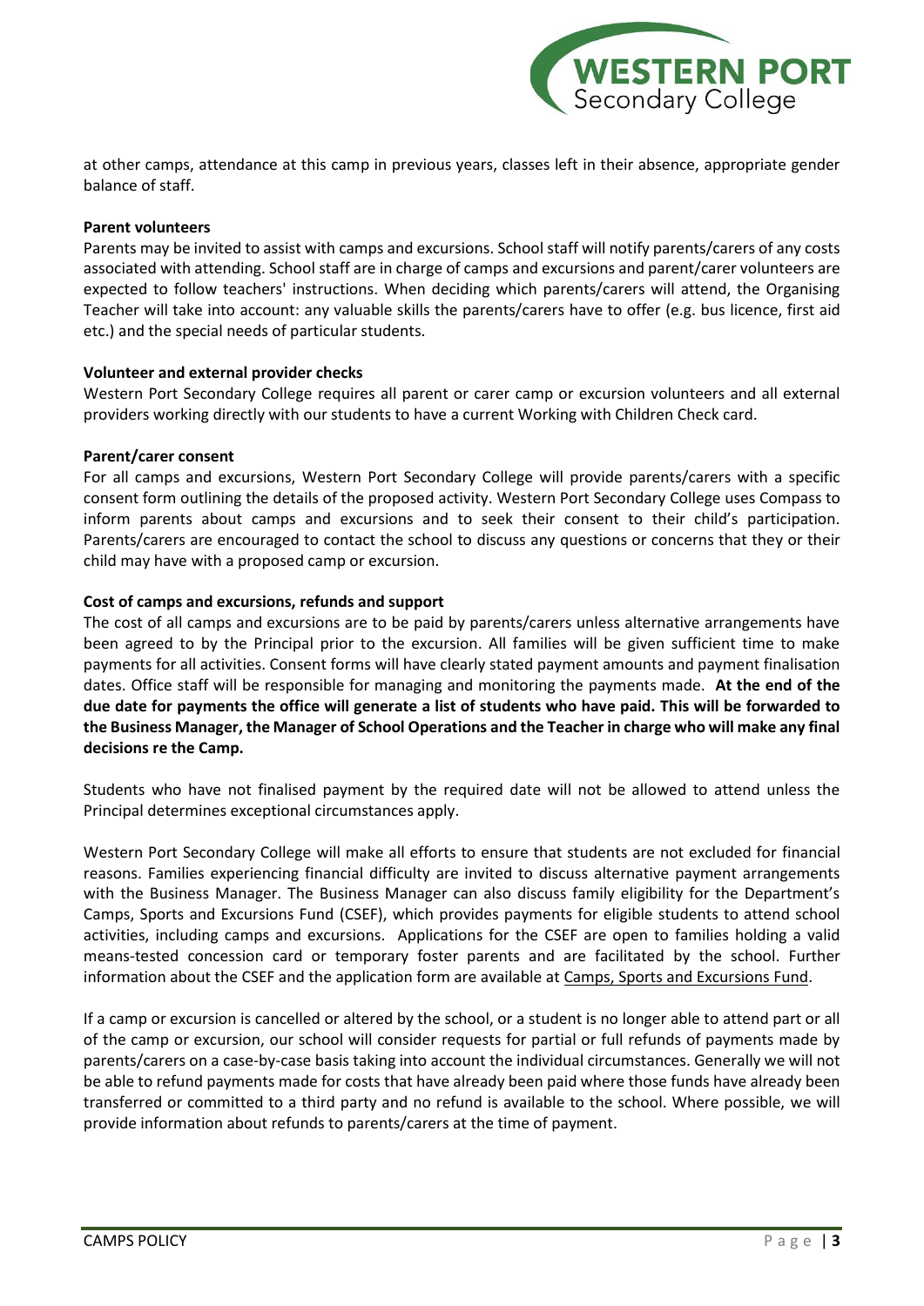at other camps, attendance at this camp in previous years, classes left in their absence, appropriate gender balance of staff.

**Parent volunteers**

Parents may be invited to assist with camps and excursions. School staff will notify parents/carers of any costs associated with attending. School staff are in charge of camps and excursions and parent/carer volunteers are expected to follow teachers' instructions. When deciding which parents/carers will attend, the Organising Teacher will take into account: any valuable skills the parents/carers have to offer (e.g. bus licence, first aid etc.) and the special needs of particular students.

**Volunteer and external provider checks**

Western Port Secondary College requires all parent or carer camp or excursion volunteers and all external providers working directly with our students to have a current Working with Children Check card.

**Parent/carer consent**

For all camps and excursions, Western Port Secondary College will provide parents/carers with a specific consent form outlining the details of the proposed activity. Western Port Secondary College uses Compass to inform parents about camps and excursions and to seek their consent to their child's participation. Parents/carers are encouraged to contact the school to discuss any questions or concerns that they or their child may have with a proposed camp or excursion.

**Cost of camps and excursions, refunds and support**

The cost of all camps and excursions are to be paid by parents/carers unless alternative arrangements have been agreed to by the Principal prior to the excursion. All families will be given sufficient time to make payments for all activities. Consent forms will have clearly stated payment amounts and payment finalisation dates. Office staff will be responsible for managing and monitoring the payments made. **At the end of the due date for payments the office will generate a list of students who have paid. This will be forwarded to the Business Manager, the Manager of School Operations and the Teacher in charge who will make any final decisions re the Camp.**

Students who have not finalised payment by the required date will not be allowed to attend unless the Principal determines exceptional circumstances apply.

Western Port Secondary College will make all efforts to ensure that students are not excluded for financial reasons. Families experiencing financial difficulty are invited to discuss alternative payment arrangements with the Business Manager. The Business Manager can also discuss family eligibility for the Department's Camps, Sports and Excursions Fund (CSEF), which provides payments for eligible students to attend school activities, including camps and excursions. Applications for the CSEF are open to families holding a valid means-tested concession card or temporary foster parents and are facilitated by the school. Further information about the CSEF and the application form are available at Camps, Sports and Excursions Fund.

If a camp or excursion is cancelled or altered by the school, or a student is no longer able to attend part or all of the camp or excursion, our school will consider requests for partial or full refunds of payments made by parents/carers on a case-by-case basis taking into account the individual circumstances. Generally we will not be able to refund payments made for costs that have already been paid where those funds have already been transferred or committed to a third party and no refund is available to the school. Where possible, we will provide information about refunds to parents/carers at the time of payment.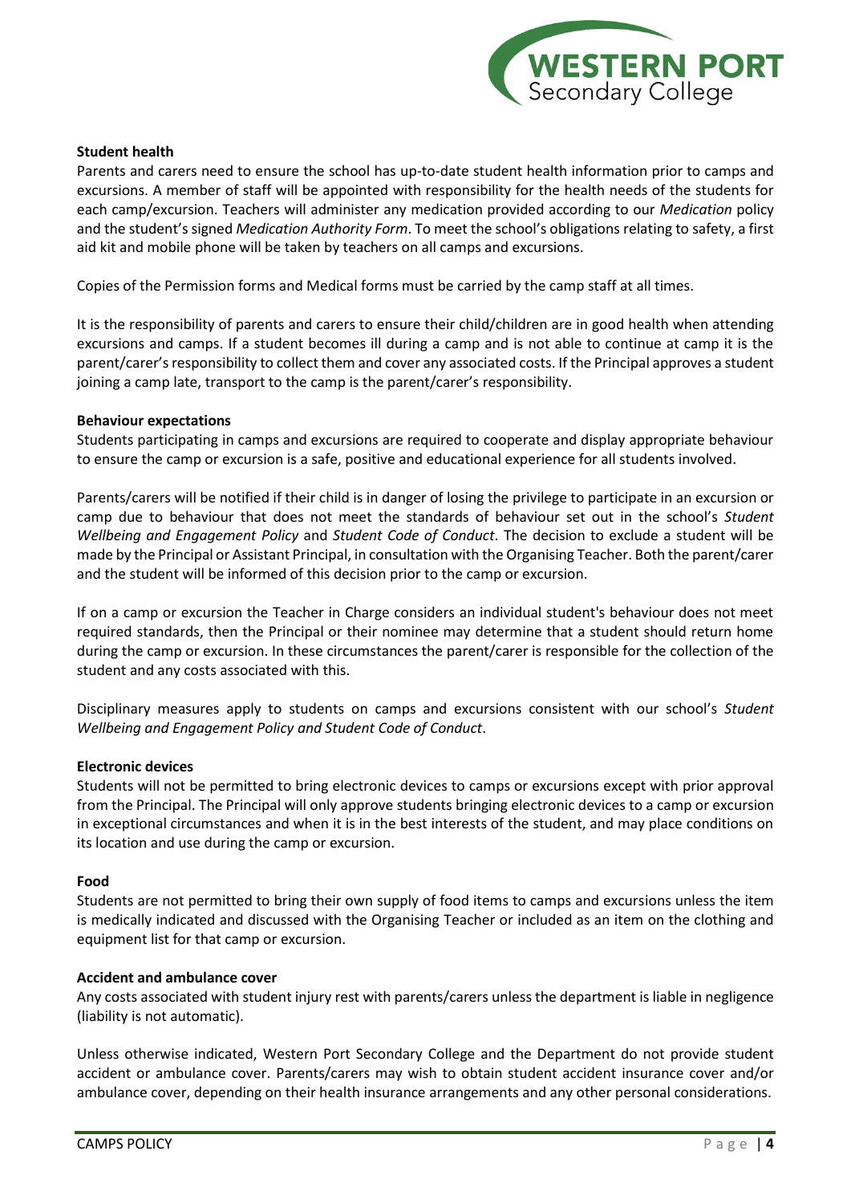**Student health**

Parents and carers need to ensure the school has up-to-date student health information prior to camps and excursions. A member of staff will be appointed with responsibility for the health needs of the students for each camp/excursion. Teachers will administer any medication provided according to our *Medication* policy and the student's signed *Medication Authority Form*. To meet the school's obligations relating to safety, a first aid kit and mobile phone will be taken by teachers on all camps and excursions.

Copies of the Permission forms and Medical forms must be carried by the camp staff at all times.

It is the responsibility of parents and carers to ensure their child/children are in good health when attending excursions and camps. If a student becomes ill during a camp and is not able to continue at camp it is the parent/carer's responsibility to collect them and cover any associated costs. If the Principal approves a student joining a camp late, transport to the camp is the parent/carer's responsibility.

**Behaviour expectations**

Students participating in camps and excursions are required to cooperate and display appropriate behaviour to ensure the camp or excursion is a safe, positive and educational experience for all students involved.

Parents/carers will be notified if their child is in danger of losing the privilege to participate in an excursion or camp due to behaviour that does not meet the standards of behaviour set out in the school's *Student Wellbeing and Engagement Policy* and *Student Code of Conduct*. The decision to exclude a student will be made by the Principal or Assistant Principal, in consultation with the Organising Teacher. Both the parent/carer and the student will be informed of this decision prior to the camp or excursion.

If on a camp or excursion the Teacher in Charge considers an individual student's behaviour does not meet required standards, then the Principal or their nominee may determine that a student should return home during the camp or excursion. In these circumstances the parent/carer is responsible for the collection of the student and any costs associated with this.

Disciplinary measures apply to students on camps and excursions consistent with our school's *Student Wellbeing and Engagement Policy and Student Code of Conduct*.

**Electronic devices**

Students will not be permitted to bring electronic devices to camps or excursions except with prior approval from the Principal. The Principal will only approve students bringing electronic devices to a camp or excursion in exceptional circumstances and when it is in the best interests of the student, and may place conditions on its location and use during the camp or excursion.

**Food**

Students are not permitted to bring their own supply of food items to camps and excursions unless the item is medically indicated and discussed with the Organising Teacher or included as an item on the clothing and equipment list for that camp or excursion.

**Accident and ambulance cover**

Any costs associated with student injury rest with parents/carers unless the department is liable in negligence (liability is not automatic).

Unless otherwise indicated, Western Port Secondary College and the Department do not provide student accident or ambulance cover. Parents/carers may wish to obtain student accident insurance cover and/or ambulance cover, depending on their health insurance arrangements and any other personal considerations.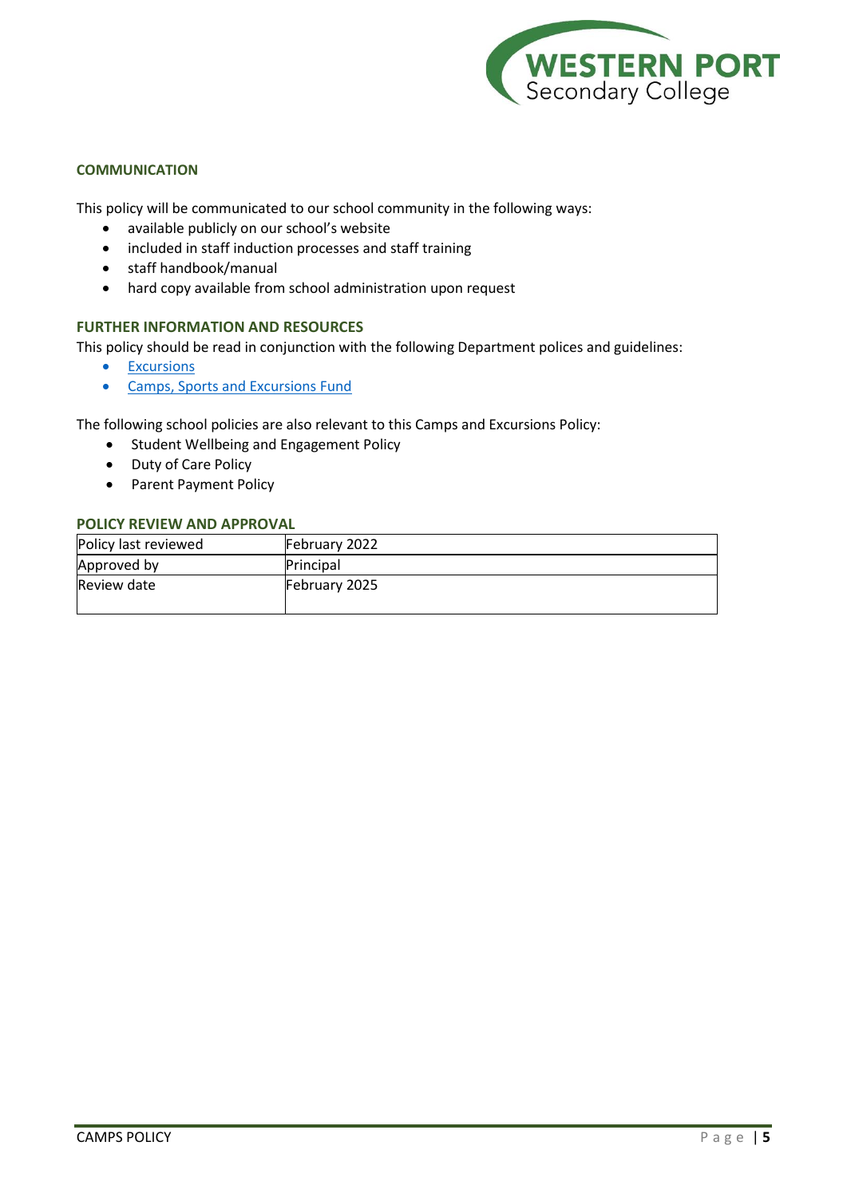## COMMUNICATION

This policy will be communicated to our school community in the following ways:

- available publicly on our school's website
- included in staff induction processes and staff training
- staff handbook/manual
- hard copy available from school administration upon request

## FURTHER INFORMATION AND RESOURCES

This policy should be read in conjunction with the following Department polices and guidelines:

- Excursions
- Camps, Sports and Excursions Fund

The following school policies are also relevant to this Camps and Excursions Policy:

- Student Wellbeing and Engagement Policy
- Duty of Care Policy
- Parent Payment Policy

## POLICY REVIEW AND APPROVAL

| | |
|---|---|
| Policy last reviewed | February 2022 |
| Approved by | Principal |
| Review date | February 2025 |